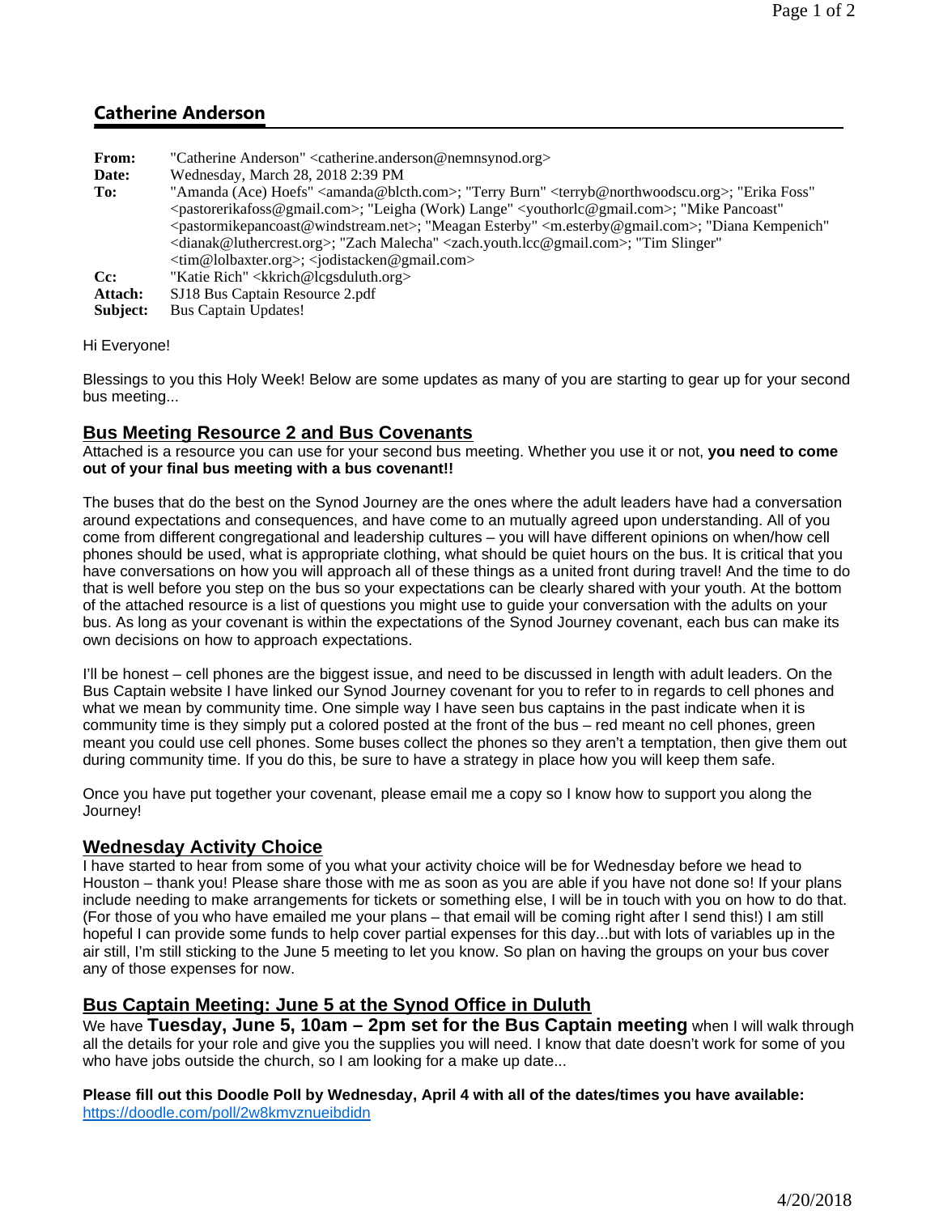## Catherine Anderson

**From:** "Catherine Anderson" <catherine.anderson@nemnsynod.org>
**Date:** Wednesday, March 28, 2018 2:39 PM
**To:** "Amanda (Ace) Hoefs" <amanda@blcth.com>; "Terry Burn" <terryb@northwoodscu.org>; "Erika Foss" <pastorerikafoss@gmail.com>; "Leigha (Work) Lange" <youthorlc@gmail.com>; "Mike Pancoast" <pastormikepancoast@windstream.net>; "Meagan Esterby" <m.esterby@gmail.com>; "Diana Kempenich" <dianak@luthercrest.org>; "Zach Malecha" <zach.youth.lcc@gmail.com>; "Tim Slinger" <tim@lolbaxter.org>; <jodistacken@gmail.com>
**Cc:** "Katie Rich" <kkrich@lcgsduluth.org>
**Attach:** SJ18 Bus Captain Resource 2.pdf
**Subject:** Bus Captain Updates!

Hi Everyone!

Blessings to you this Holy Week! Below are some updates as many of you are starting to gear up for your second bus meeting...

### Bus Meeting Resource 2 and Bus Covenants

Attached is a resource you can use for your second bus meeting. Whether you use it or not, **you need to come out of your final bus meeting with a bus covenant!!**

The buses that do the best on the Synod Journey are the ones where the adult leaders have had a conversation around expectations and consequences, and have come to an mutually agreed upon understanding. All of you come from different congregational and leadership cultures – you will have different opinions on when/how cell phones should be used, what is appropriate clothing, what should be quiet hours on the bus. It is critical that you have conversations on how you will approach all of these things as a united front during travel! And the time to do that is well before you step on the bus so your expectations can be clearly shared with your youth. At the bottom of the attached resource is a list of questions you might use to guide your conversation with the adults on your bus. As long as your covenant is within the expectations of the Synod Journey covenant, each bus can make its own decisions on how to approach expectations.

I'll be honest – cell phones are the biggest issue, and need to be discussed in length with adult leaders. On the Bus Captain website I have linked our Synod Journey covenant for you to refer to in regards to cell phones and what we mean by community time. One simple way I have seen bus captains in the past indicate when it is community time is they simply put a colored posted at the front of the bus – red meant no cell phones, green meant you could use cell phones. Some buses collect the phones so they aren't a temptation, then give them out during community time. If you do this, be sure to have a strategy in place how you will keep them safe.

Once you have put together your covenant, please email me a copy so I know how to support you along the Journey!

### Wednesday Activity Choice

I have started to hear from some of you what your activity choice will be for Wednesday before we head to Houston – thank you! Please share those with me as soon as you are able if you have not done so! If your plans include needing to make arrangements for tickets or something else, I will be in touch with you on how to do that. (For those of you who have emailed me your plans – that email will be coming right after I send this!) I am still hopeful I can provide some funds to help cover partial expenses for this day...but with lots of variables up in the air still, I'm still sticking to the June 5 meeting to let you know. So plan on having the groups on your bus cover any of those expenses for now.

### Bus Captain Meeting: June 5 at the Synod Office in Duluth

We have **Tuesday, June 5, 10am – 2pm set for the Bus Captain meeting** when I will walk through all the details for your role and give you the supplies you will need. I know that date doesn't work for some of you who have jobs outside the church, so I am looking for a make up date...

**Please fill out this Doodle Poll by Wednesday, April 4 with all of the dates/times you have available:**
https://doodle.com/poll/2w8kmvznueibdidn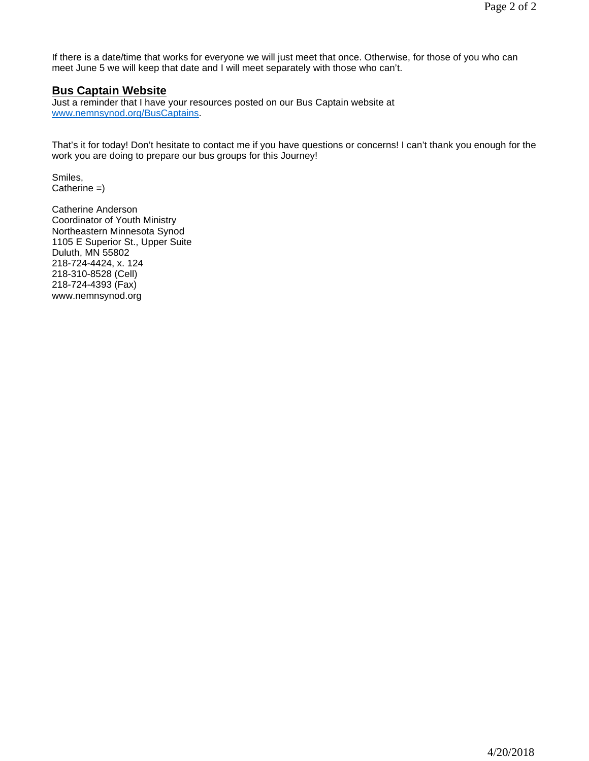If there is a date/time that works for everyone we will just meet that once. Otherwise, for those of you who can meet June 5 we will keep that date and I will meet separately with those who can't.

## Bus Captain Website

Just a reminder that I have your resources posted on our Bus Captain website at www.nemnsynod.org/BusCaptains.

That's it for today! Don't hesitate to contact me if you have questions or concerns! I can't thank you enough for the work you are doing to prepare our bus groups for this Journey!

Smiles,
Catherine =)

Catherine Anderson
Coordinator of Youth Ministry
Northeastern Minnesota Synod
1105 E Superior St., Upper Suite
Duluth, MN 55802
218-724-4424, x. 124
218-310-8528 (Cell)
218-724-4393 (Fax)
www.nemnsynod.org